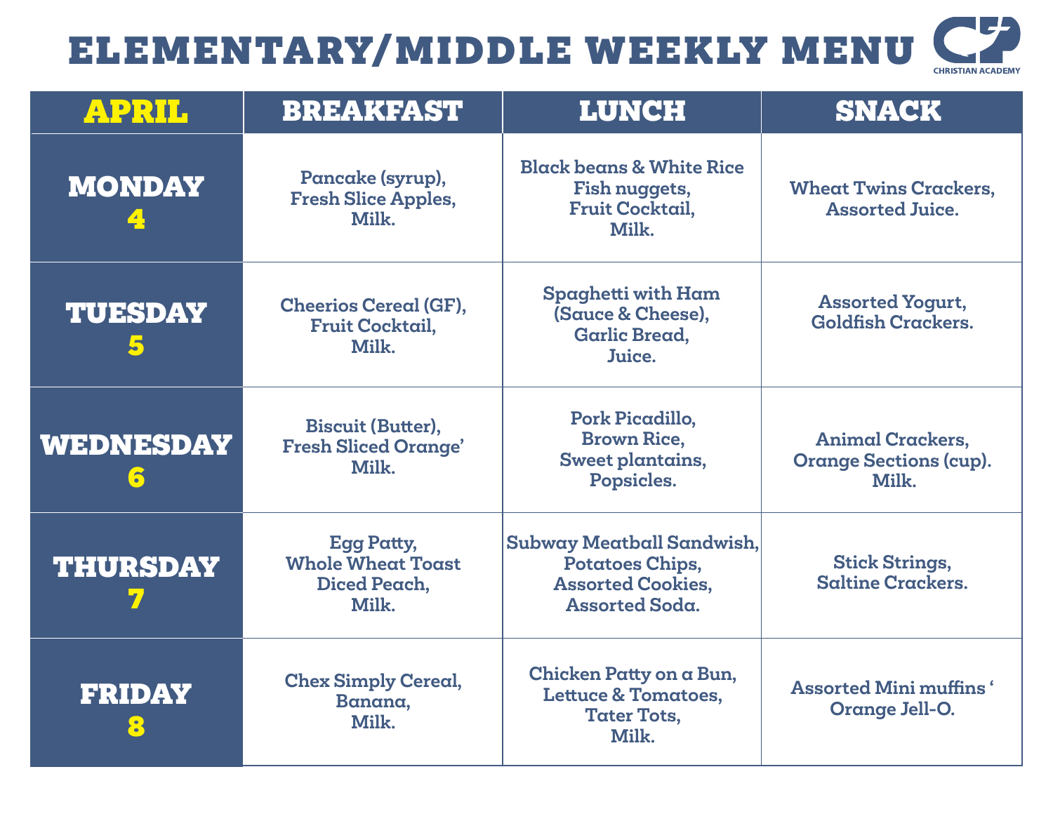# ELEMENTARY/MIDDLE WEEKLY MENU

CHRISTIAN ACADEMY

| APRIL | BREAKFAST | LUNCH | SNACK |
|---|---|---|---|
| MONDAY 4 | Pancake (syrup), Fresh Slice Apples, Milk. | Black beans & White Rice Fish nuggets, Fruit Cocktail, Milk. | Wheat Twins Crackers, Assorted Juice. |
| TUESDAY 5 | Cheerios Cereal (GF), Fruit Cocktail, Milk. | Spaghetti with Ham (Sauce & Cheese), Garlic Bread, Juice. | Assorted Yogurt, Goldfish Crackers. |
| WEDNESDAY 6 | Biscuit (Butter), Fresh Sliced Orange' Milk. | Pork Picadillo, Brown Rice, Sweet plantains, Popsicles. | Animal Crackers, Orange Sections (cup). Milk. |
| THURSDAY 7 | Egg Patty, Whole Wheat Toast Diced Peach, Milk. | Subway Meatball Sandwish, Potatoes Chips, Assorted Cookies, Assorted Soda. | Stick Strings, Saltine Crackers. |
| FRIDAY 8 | Chex Simply Cereal, Banana, Milk. | Chicken Patty on a Bun, Lettuce & Tomatoes, Tater Tots, Milk. | Assorted Mini muffins ' Orange Jell-O. |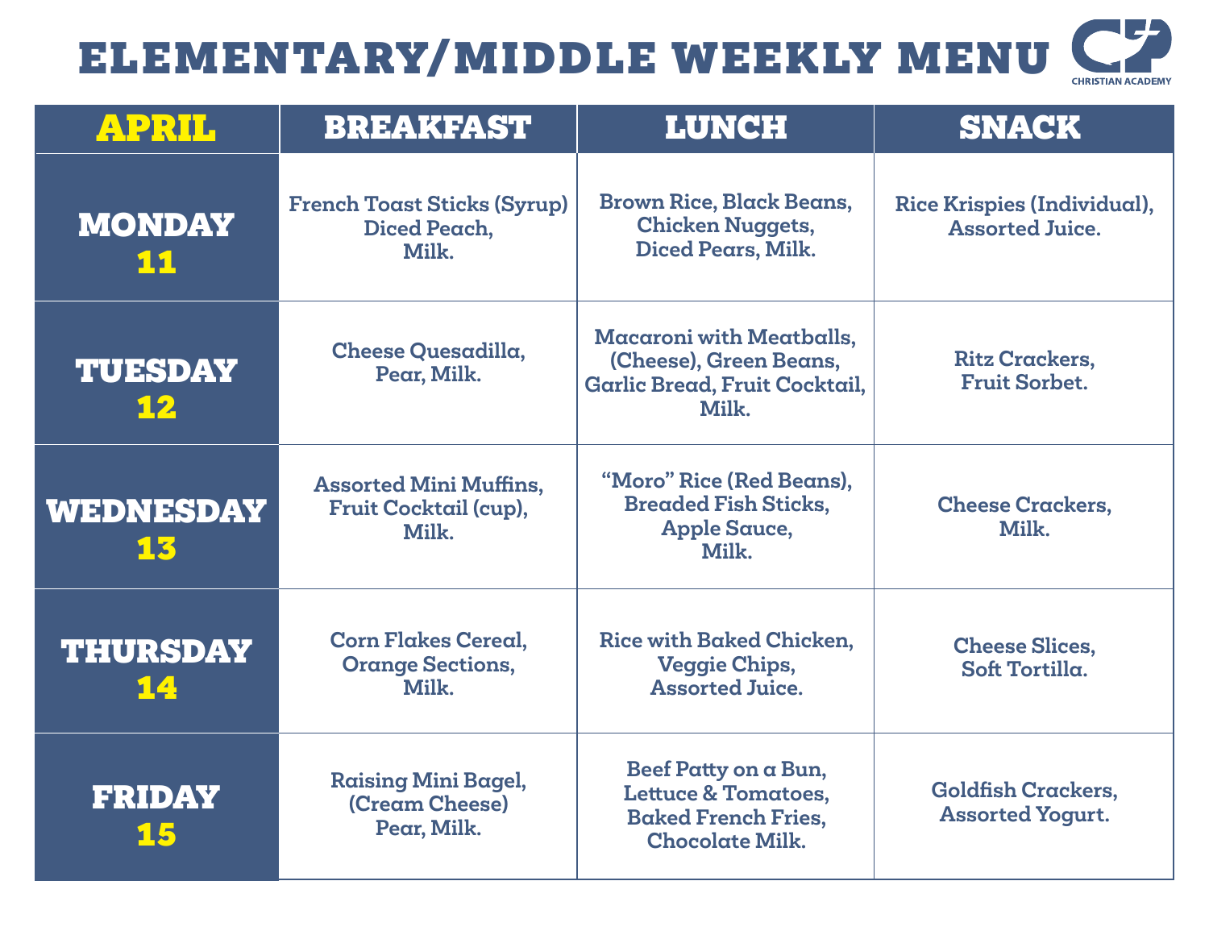# ELEMENTARY/MIDDLE WEEKLY MENU

CHRISTIAN ACADEMY

| APRIL | BREAKFAST | LUNCH | SNACK |
|---|---|---|---|
| MONDAY 11 | French Toast Sticks (Syrup) Diced Peach, Milk. | Brown Rice, Black Beans, Chicken Nuggets, Diced Pears, Milk. | Rice Krispies (Individual), Assorted Juice. |
| TUESDAY 12 | Cheese Quesadilla, Pear, Milk. | Macaroni with Meatballs, (Cheese), Green Beans, Garlic Bread, Fruit Cocktail, Milk. | Ritz Crackers, Fruit Sorbet. |
| WEDNESDAY 13 | Assorted Mini Muffins, Fruit Cocktail (cup), Milk. | "Moro" Rice (Red Beans), Breaded Fish Sticks, Apple Sauce, Milk. | Cheese Crackers, Milk. |
| THURSDAY 14 | Corn Flakes Cereal, Orange Sections, Milk. | Rice with Baked Chicken, Veggie Chips, Assorted Juice. | Cheese Slices, Soft Tortilla. |
| FRIDAY 15 | Raising Mini Bagel, (Cream Cheese) Pear, Milk. | Beef Patty on a Bun, Lettuce & Tomatoes, Baked French Fries, Chocolate Milk. | Goldfish Crackers, Assorted Yogurt. |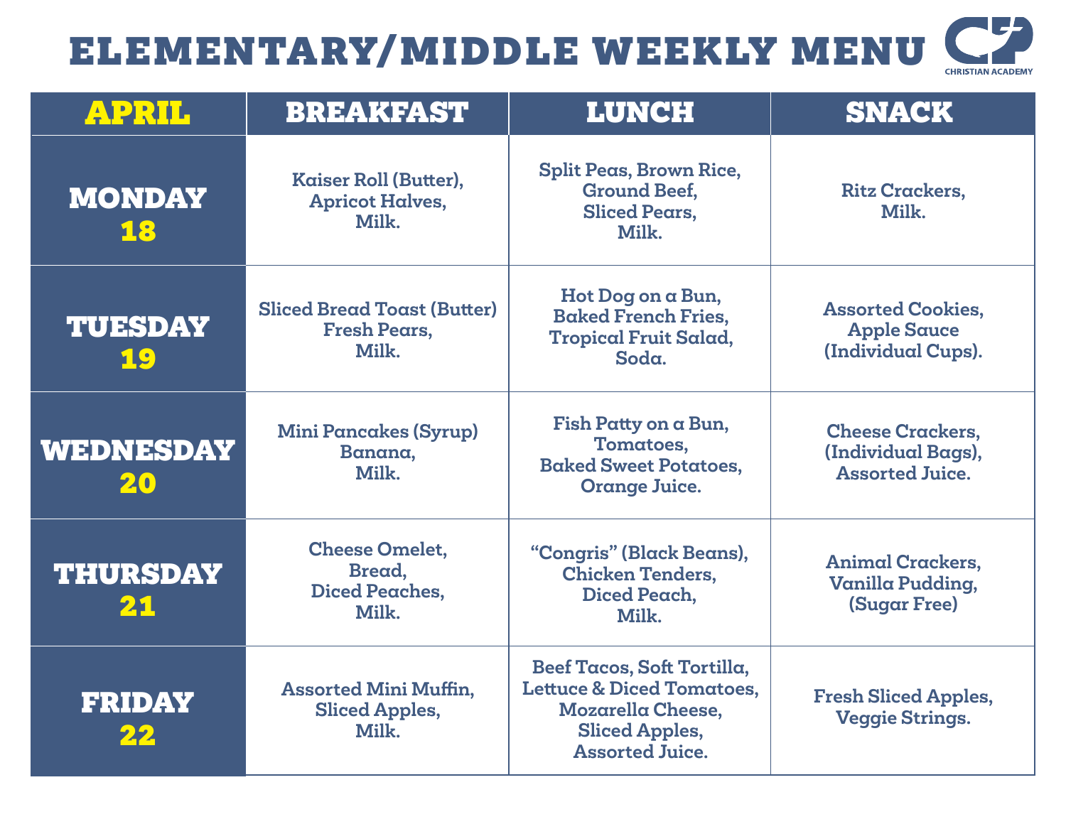# ELEMENTARY/MIDDLE WEEKLY MENU

CHRISTIAN ACADEMY

| APRIL | BREAKFAST | LUNCH | SNACK |
|---|---|---|---|
| MONDAY 18 | Kaiser Roll (Butter), Apricot Halves, Milk. | Split Peas, Brown Rice, Ground Beef, Sliced Pears, Milk. | Ritz Crackers, Milk. |
| TUESDAY 19 | Sliced Bread Toast (Butter) Fresh Pears, Milk. | Hot Dog on a Bun, Baked French Fries, Tropical Fruit Salad, Soda. | Assorted Cookies, Apple Sauce (Individual Cups). |
| WEDNESDAY 20 | Mini Pancakes (Syrup) Banana, Milk. | Fish Patty on a Bun, Tomatoes, Baked Sweet Potatoes, Orange Juice. | Cheese Crackers, (Individual Bags), Assorted Juice. |
| THURSDAY 21 | Cheese Omelet, Bread, Diced Peaches, Milk. | "Congris" (Black Beans), Chicken Tenders, Diced Peach, Milk. | Animal Crackers, Vanilla Pudding, (Sugar Free) |
| FRIDAY 22 | Assorted Mini Muffin, Sliced Apples, Milk. | Beef Tacos, Soft Tortilla, Lettuce & Diced Tomatoes, Mozarella Cheese, Sliced Apples, Assorted Juice. | Fresh Sliced Apples, Veggie Strings. |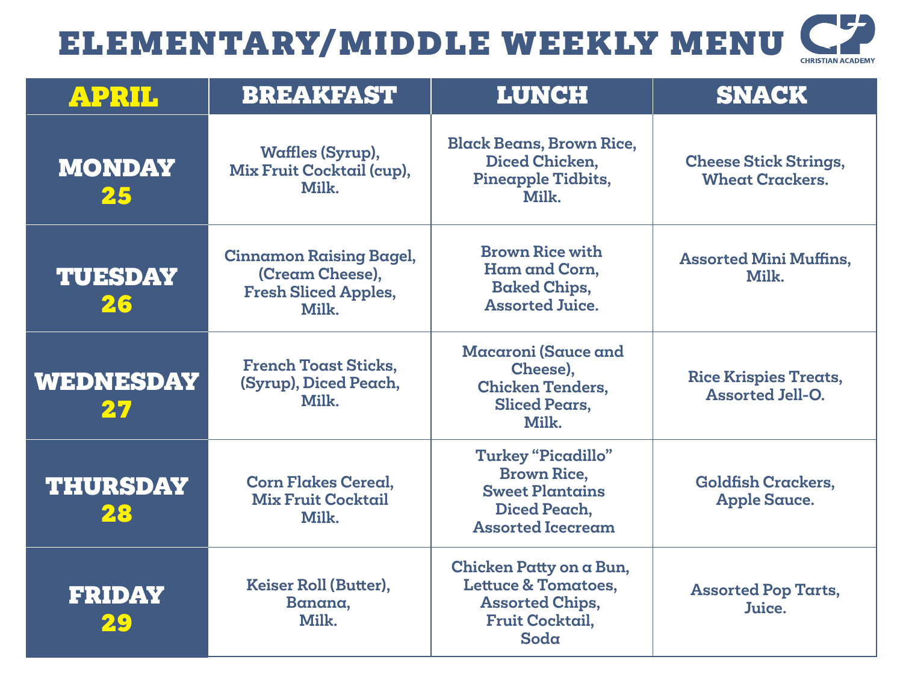# ELEMENTARY/MIDDLE WEEKLY MENU

CHRISTIAN ACADEMY

| APRIL | BREAKFAST | LUNCH | SNACK |
|---|---|---|---|
| MONDAY 25 | Waffles (Syrup), Mix Fruit Cocktail (cup), Milk. | Black Beans, Brown Rice, Diced Chicken, Pineapple Tidbits, Milk. | Cheese Stick Strings, Wheat Crackers. |
| TUESDAY 26 | Cinnamon Raising Bagel, (Cream Cheese), Fresh Sliced Apples, Milk. | Brown Rice with Ham and Corn, Baked Chips, Assorted Juice. | Assorted Mini Muffins, Milk. |
| WEDNESDAY 27 | French Toast Sticks, (Syrup), Diced Peach, Milk. | Macaroni (Sauce and Cheese), Chicken Tenders, Sliced Pears, Milk. | Rice Krispies Treats, Assorted Jell-O. |
| THURSDAY 28 | Corn Flakes Cereal, Mix Fruit Cocktail Milk. | Turkey "Picadillo" Brown Rice, Sweet Plantains Diced Peach, Assorted Icecream | Goldfish Crackers, Apple Sauce. |
| FRIDAY 29 | Keiser Roll (Butter), Banana, Milk. | Chicken Patty on a Bun, Lettuce & Tomatoes, Assorted Chips, Fruit Cocktail, Soda | Assorted Pop Tarts, Juice. |